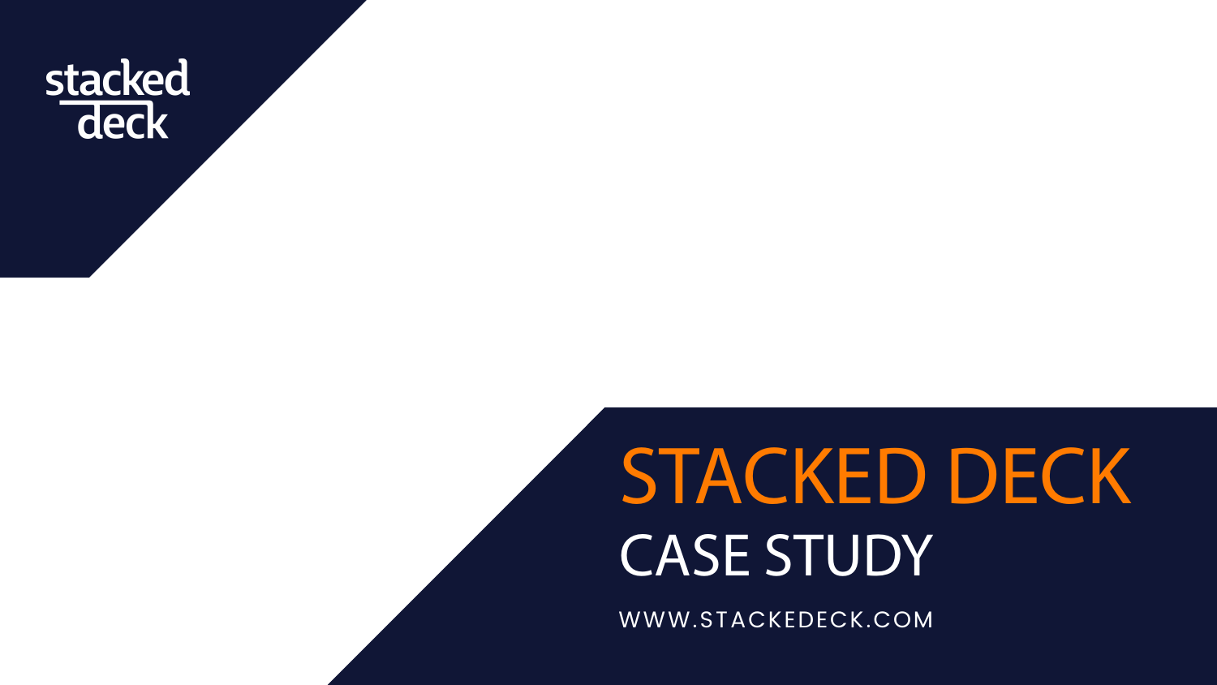stacked deck

# STACKED DECK

## CASE STUDY

WWW.STACKEDECK.COM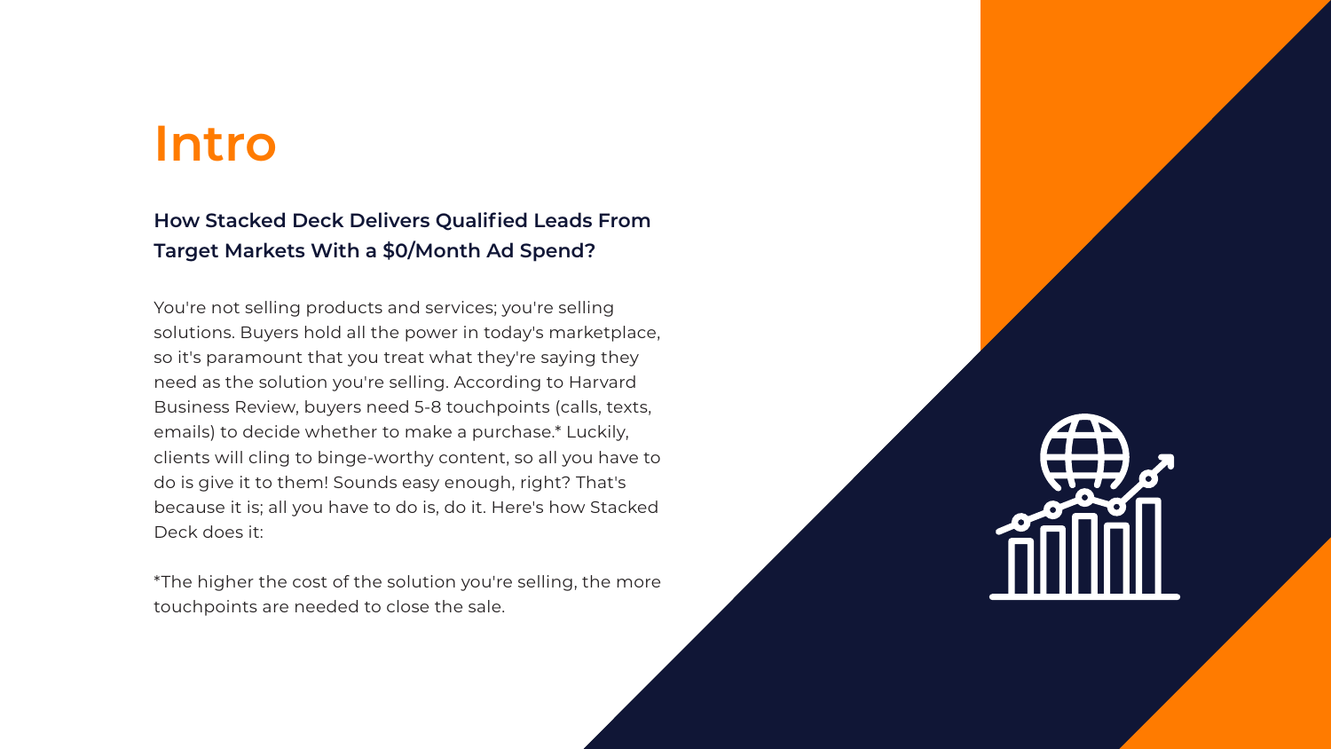# Intro

### How Stacked Deck Delivers Qualified Leads From Target Markets With a $0/Month Ad Spend?

You're not selling products and services; you're selling solutions. Buyers hold all the power in today's marketplace, so it's paramount that you treat what they're saying they need as the solution you're selling. According to Harvard Business Review, buyers need 5-8 touchpoints (calls, texts, emails) to decide whether to make a purchase.* Luckily, clients will cling to binge-worthy content, so all you have to do is give it to them! Sounds easy enough, right? That's because it is; all you have to do is, do it. Here's how Stacked Deck does it:

*The higher the cost of the solution you're selling, the more touchpoints are needed to close the sale.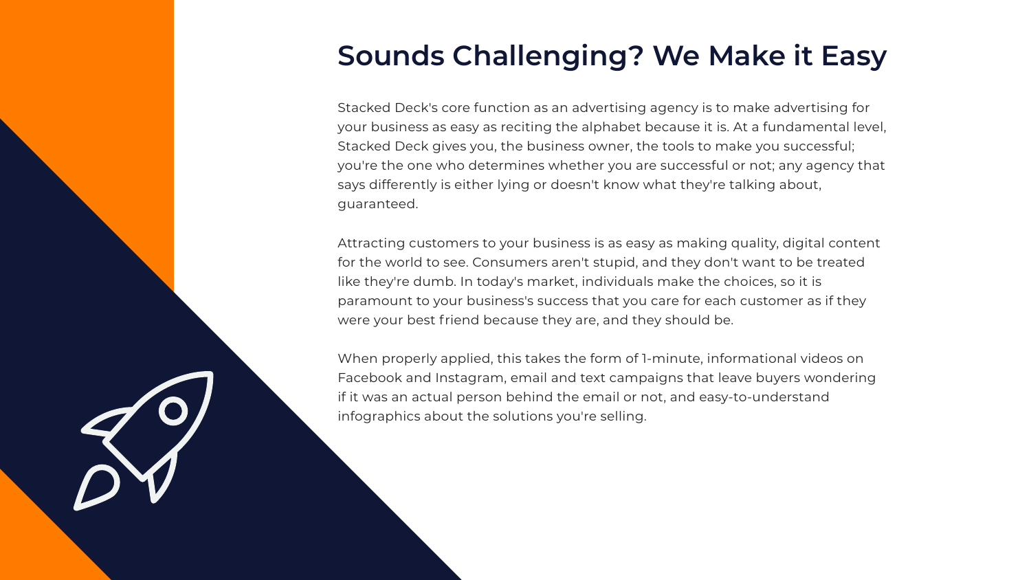# Sounds Challenging? We Make it Easy

Stacked Deck's core function as an advertising agency is to make advertising for your business as easy as reciting the alphabet because it is. At a fundamental level, Stacked Deck gives you, the business owner, the tools to make you successful; you're the one who determines whether you are successful or not; any agency that says differently is either lying or doesn't know what they're talking about, guaranteed.

Attracting customers to your business is as easy as making quality, digital content for the world to see. Consumers aren't stupid, and they don't want to be treated like they're dumb. In today's market, individuals make the choices, so it is paramount to your business's success that you care for each customer as if they were your best friend because they are, and they should be.

When properly applied, this takes the form of 1-minute, informational videos on Facebook and Instagram, email and text campaigns that leave buyers wondering if it was an actual person behind the email or not, and easy-to-understand infographics about the solutions you're selling.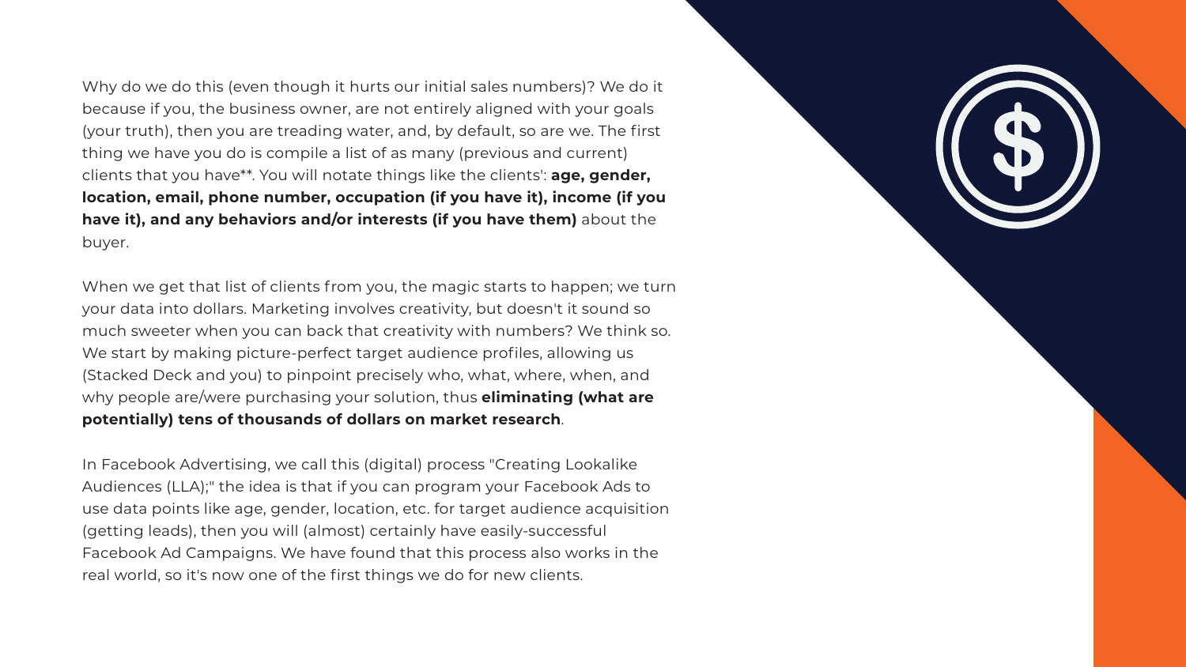Why do we do this (even though it hurts our initial sales numbers)? We do it because if you, the business owner, are not entirely aligned with your goals (your truth), then you are treading water, and, by default, so are we. The first thing we have you do is compile a list of as many (previous and current) clients that you have**. You will notate things like the clients': **age, gender, location, email, phone number, occupation (if you have it), income (if you have it), and any behaviors and/or interests (if you have them)** about the buyer.

When we get that list of clients from you, the magic starts to happen; we turn your data into dollars. Marketing involves creativity, but doesn't it sound so much sweeter when you can back that creativity with numbers? We think so. We start by making picture-perfect target audience profiles, allowing us (Stacked Deck and you) to pinpoint precisely who, what, where, when, and why people are/were purchasing your solution, thus **eliminating (what are potentially) tens of thousands of dollars on market research**.

In Facebook Advertising, we call this (digital) process "Creating Lookalike Audiences (LLA);" the idea is that if you can program your Facebook Ads to use data points like age, gender, location, etc. for target audience acquisition (getting leads), then you will (almost) certainly have easily-successful Facebook Ad Campaigns. We have found that this process also works in the real world, so it's now one of the first things we do for new clients.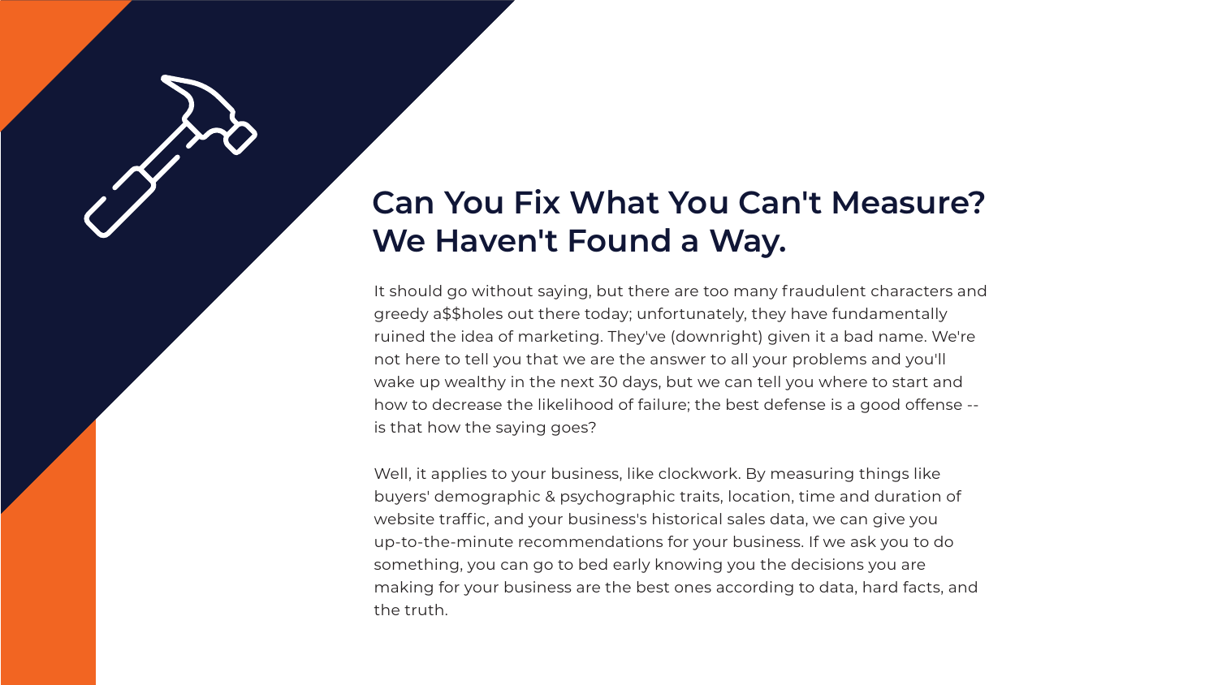# Can You Fix What You Can't Measure? We Haven't Found a Way.

It should go without saying, but there are too many fraudulent characters and greedy a$$holes out there today; unfortunately, they have fundamentally ruined the idea of marketing. They've (downright) given it a bad name. We're not here to tell you that we are the answer to all your problems and you'll wake up wealthy in the next 30 days, but we can tell you where to start and how to decrease the likelihood of failure; the best defense is a good offense -- is that how the saying goes?

Well, it applies to your business, like clockwork. By measuring things like buyers' demographic & psychographic traits, location, time and duration of website traffic, and your business's historical sales data, we can give you up-to-the-minute recommendations for your business. If we ask you to do something, you can go to bed early knowing you the decisions you are making for your business are the best ones according to data, hard facts, and the truth.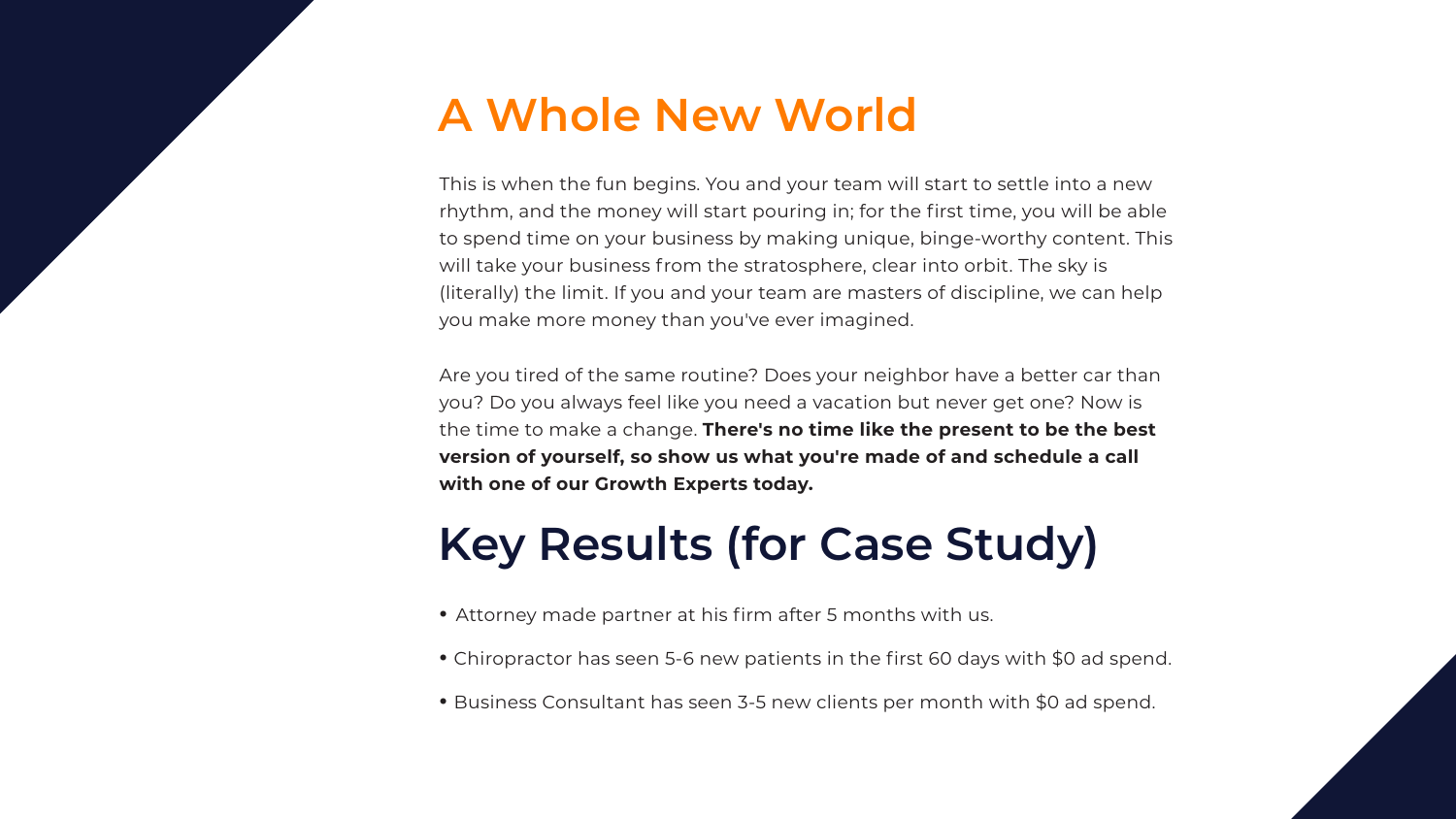# A Whole New World

This is when the fun begins. You and your team will start to settle into a new rhythm, and the money will start pouring in; for the first time, you will be able to spend time on your business by making unique, binge-worthy content. This will take your business from the stratosphere, clear into orbit. The sky is (literally) the limit. If you and your team are masters of discipline, we can help you make more money than you've ever imagined.

Are you tired of the same routine? Does your neighbor have a better car than you? Do you always feel like you need a vacation but never get one? Now is the time to make a change. **There's no time like the present to be the best version of yourself, so show us what you're made of and schedule a call with one of our Growth Experts today.**

# Key Results (for Case Study)

- Attorney made partner at his firm after 5 months with us.
- Chiropractor has seen 5-6 new patients in the first 60 days with $0 ad spend.
- Business Consultant has seen 3-5 new clients per month with $0 ad spend.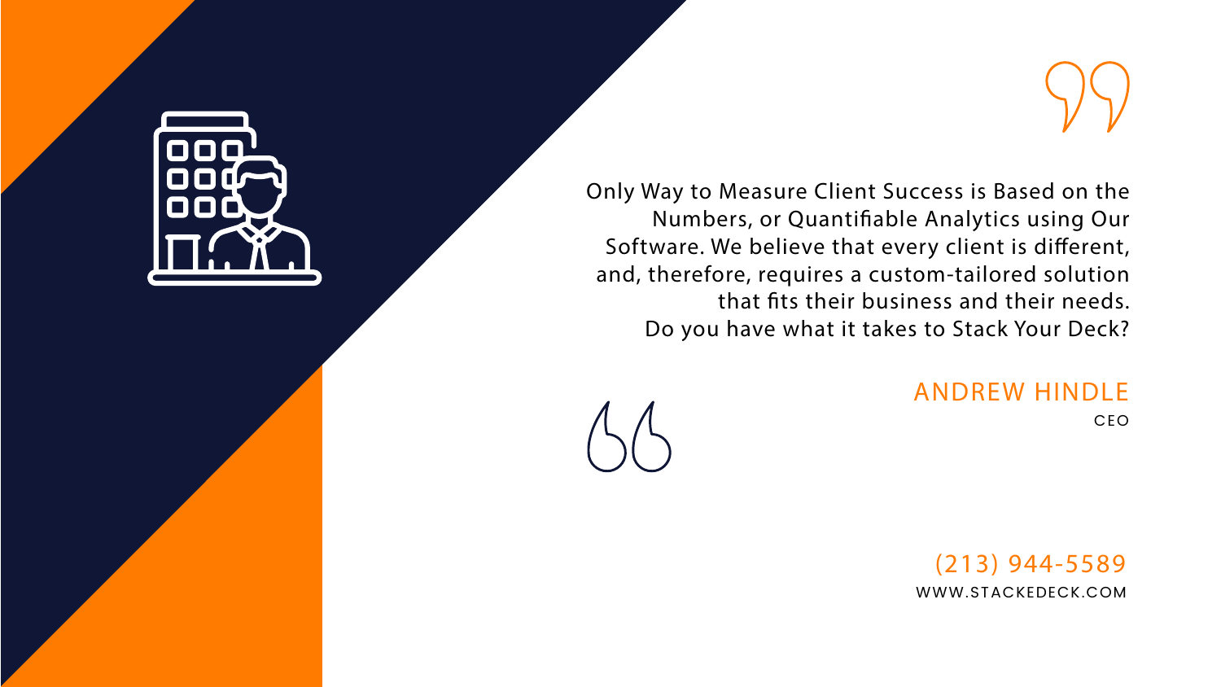Only Way to Measure Client Success is Based on the Numbers, or Quantifiable Analytics using Our Software. We believe that every client is different, and, therefore, requires a custom-tailored solution that fits their business and their needs.
Do you have what it takes to Stack Your Deck?

ANDREW HINDLE

CEO

(213) 944-5589

WWW.STACKEDECK.COM